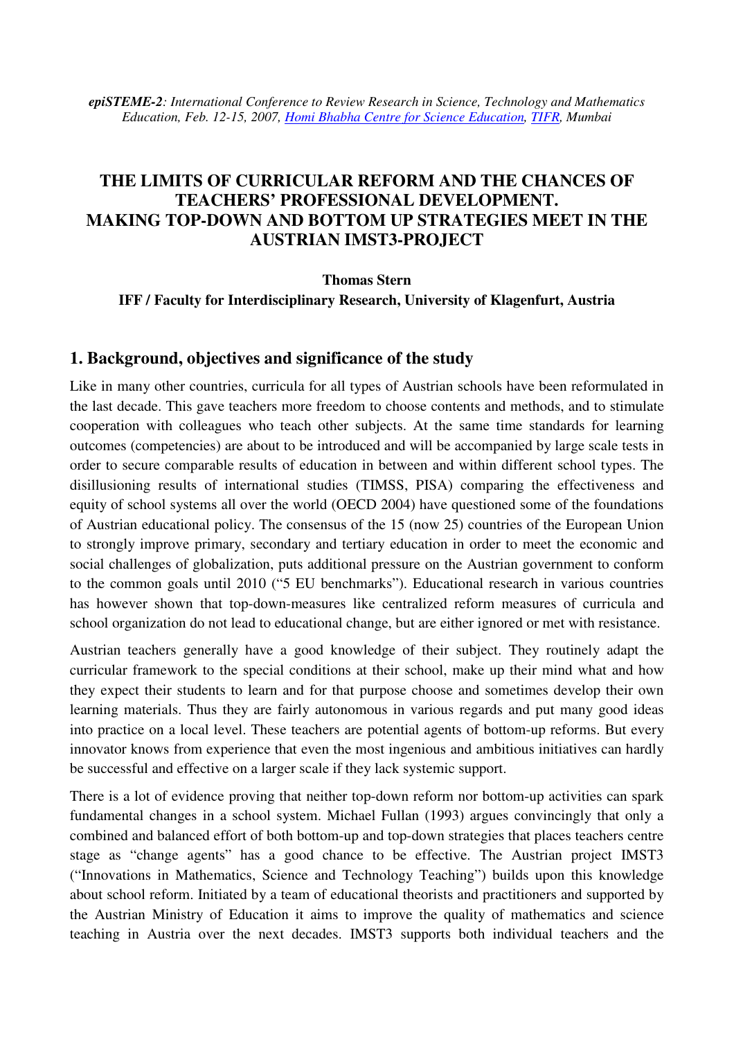*epiSTEME-2: International Conference to Review Research in Science, Technology and Mathematics Education, Feb. 12-15, 2007, Homi Bhabha Centre for Science Education, TIFR, Mumbai*

# THE LIMITS OF CURRICULAR REFORM AND THE CHANCES OF TEACHERS' PROFESSIONAL DEVELOPMENT. MAKING TOP-DOWN AND BOTTOM UP STRATEGIES MEET IN THE AUSTRIAN IMST3-PROJECT

**Thomas Stern**

**IFF / Faculty for Interdisciplinary Research, University of Klagenfurt, Austria**

## 1. Background, objectives and significance of the study

Like in many other countries, curricula for all types of Austrian schools have been reformulated in the last decade. This gave teachers more freedom to choose contents and methods, and to stimulate cooperation with colleagues who teach other subjects. At the same time standards for learning outcomes (competencies) are about to be introduced and will be accompanied by large scale tests in order to secure comparable results of education in between and within different school types. The disillusioning results of international studies (TIMSS, PISA) comparing the effectiveness and equity of school systems all over the world (OECD 2004) have questioned some of the foundations of Austrian educational policy. The consensus of the 15 (now 25) countries of the European Union to strongly improve primary, secondary and tertiary education in order to meet the economic and social challenges of globalization, puts additional pressure on the Austrian government to conform to the common goals until 2010 ("5 EU benchmarks"). Educational research in various countries has however shown that top-down-measures like centralized reform measures of curricula and school organization do not lead to educational change, but are either ignored or met with resistance.

Austrian teachers generally have a good knowledge of their subject. They routinely adapt the curricular framework to the special conditions at their school, make up their mind what and how they expect their students to learn and for that purpose choose and sometimes develop their own learning materials. Thus they are fairly autonomous in various regards and put many good ideas into practice on a local level. These teachers are potential agents of bottom-up reforms. But every innovator knows from experience that even the most ingenious and ambitious initiatives can hardly be successful and effective on a larger scale if they lack systemic support.

There is a lot of evidence proving that neither top-down reform nor bottom-up activities can spark fundamental changes in a school system. Michael Fullan (1993) argues convincingly that only a combined and balanced effort of both bottom-up and top-down strategies that places teachers centre stage as "change agents" has a good chance to be effective. The Austrian project IMST3 ("Innovations in Mathematics, Science and Technology Teaching") builds upon this knowledge about school reform. Initiated by a team of educational theorists and practitioners and supported by the Austrian Ministry of Education it aims to improve the quality of mathematics and science teaching in Austria over the next decades. IMST3 supports both individual teachers and the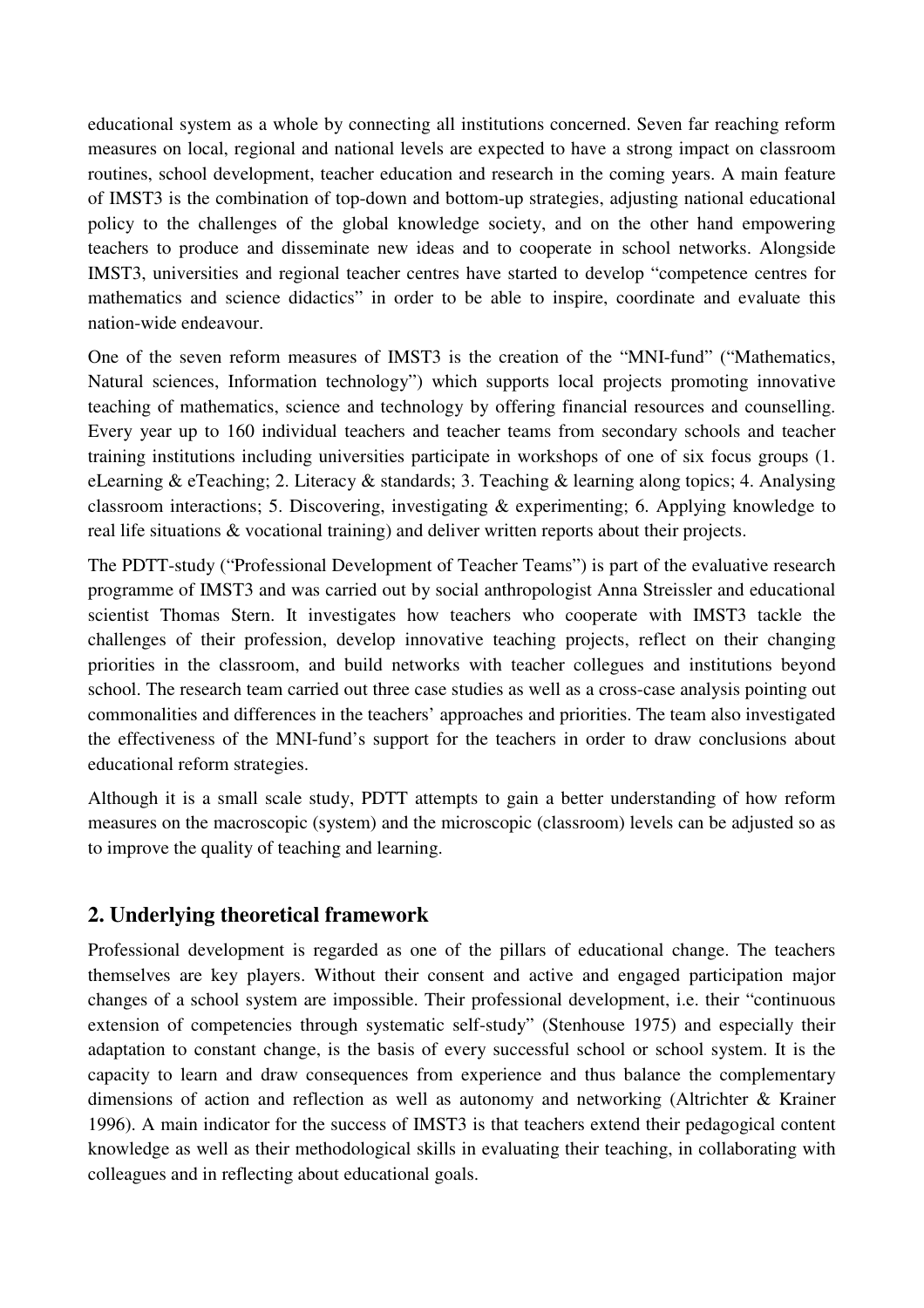educational system as a whole by connecting all institutions concerned. Seven far reaching reform measures on local, regional and national levels are expected to have a strong impact on classroom routines, school development, teacher education and research in the coming years. A main feature of IMST3 is the combination of top-down and bottom-up strategies, adjusting national educational policy to the challenges of the global knowledge society, and on the other hand empowering teachers to produce and disseminate new ideas and to cooperate in school networks. Alongside IMST3, universities and regional teacher centres have started to develop "competence centres for mathematics and science didactics" in order to be able to inspire, coordinate and evaluate this nation-wide endeavour.

One of the seven reform measures of IMST3 is the creation of the "MNI-fund" ("Mathematics, Natural sciences, Information technology") which supports local projects promoting innovative teaching of mathematics, science and technology by offering financial resources and counselling. Every year up to 160 individual teachers and teacher teams from secondary schools and teacher training institutions including universities participate in workshops of one of six focus groups (1. eLearning & eTeaching; 2. Literacy & standards; 3. Teaching & learning along topics; 4. Analysing classroom interactions; 5. Discovering, investigating & experimenting; 6. Applying knowledge to real life situations & vocational training) and deliver written reports about their projects.

The PDTT-study ("Professional Development of Teacher Teams") is part of the evaluative research programme of IMST3 and was carried out by social anthropologist Anna Streissler and educational scientist Thomas Stern. It investigates how teachers who cooperate with IMST3 tackle the challenges of their profession, develop innovative teaching projects, reflect on their changing priorities in the classroom, and build networks with teacher collegues and institutions beyond school. The research team carried out three case studies as well as a cross-case analysis pointing out commonalities and differences in the teachers' approaches and priorities. The team also investigated the effectiveness of the MNI-fund's support for the teachers in order to draw conclusions about educational reform strategies.

Although it is a small scale study, PDTT attempts to gain a better understanding of how reform measures on the macroscopic (system) and the microscopic (classroom) levels can be adjusted so as to improve the quality of teaching and learning.

## 2. Underlying theoretical framework

Professional development is regarded as one of the pillars of educational change. The teachers themselves are key players. Without their consent and active and engaged participation major changes of a school system are impossible. Their professional development, i.e. their "continuous extension of competencies through systematic self-study" (Stenhouse 1975) and especially their adaptation to constant change, is the basis of every successful school or school system. It is the capacity to learn and draw consequences from experience and thus balance the complementary dimensions of action and reflection as well as autonomy and networking (Altrichter & Krainer 1996). A main indicator for the success of IMST3 is that teachers extend their pedagogical content knowledge as well as their methodological skills in evaluating their teaching, in collaborating with colleagues and in reflecting about educational goals.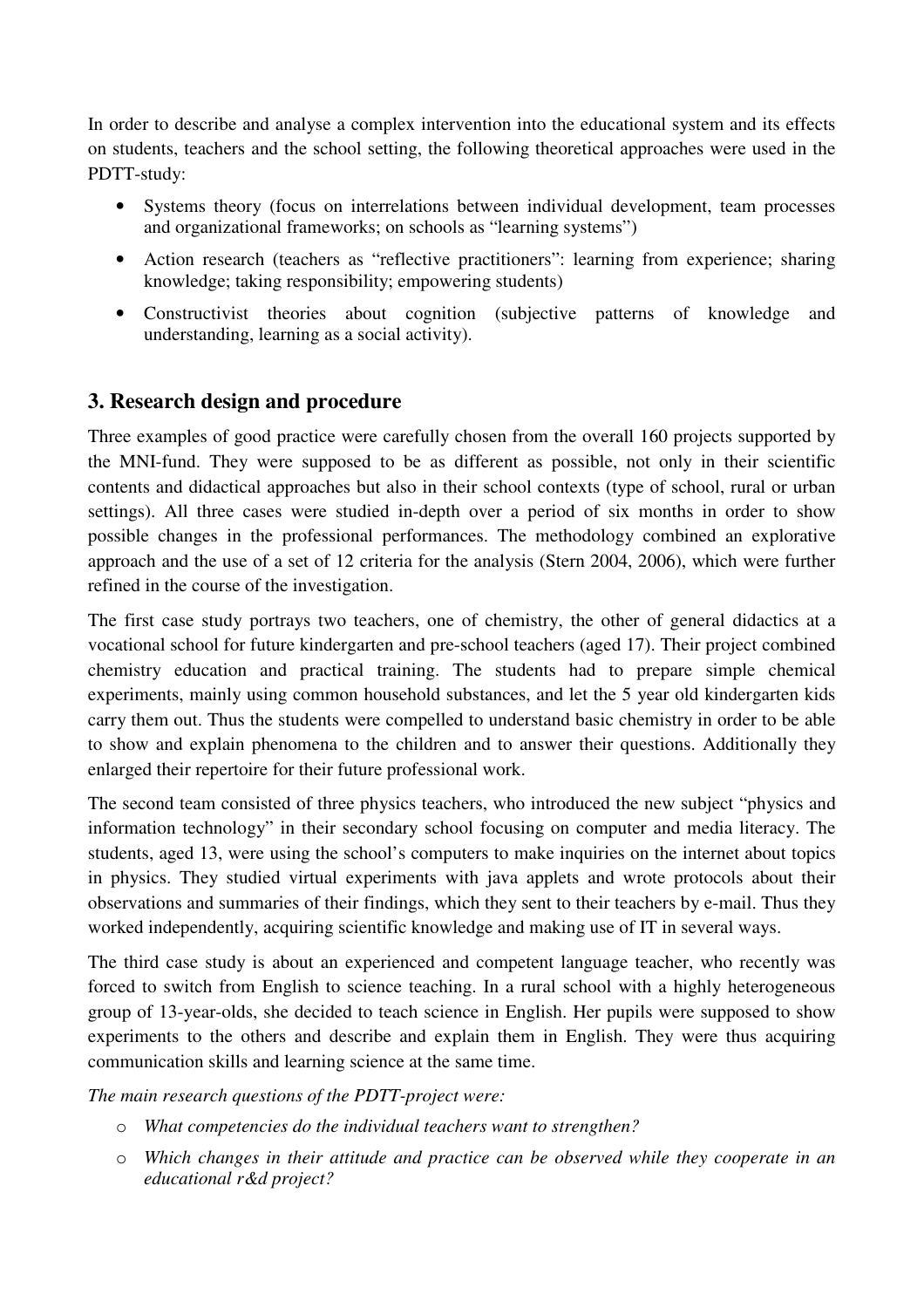In order to describe and analyse a complex intervention into the educational system and its effects on students, teachers and the school setting, the following theoretical approaches were used in the PDTT-study:

- Systems theory (focus on interrelations between individual development, team processes and organizational frameworks; on schools as "learning systems")
- Action research (teachers as "reflective practitioners": learning from experience; sharing knowledge; taking responsibility; empowering students)
- Constructivist theories about cognition (subjective patterns of knowledge and understanding, learning as a social activity).

## 3. Research design and procedure

Three examples of good practice were carefully chosen from the overall 160 projects supported by the MNI-fund. They were supposed to be as different as possible, not only in their scientific contents and didactical approaches but also in their school contexts (type of school, rural or urban settings). All three cases were studied in-depth over a period of six months in order to show possible changes in the professional performances. The methodology combined an explorative approach and the use of a set of 12 criteria for the analysis (Stern 2004, 2006), which were further refined in the course of the investigation.

The first case study portrays two teachers, one of chemistry, the other of general didactics at a vocational school for future kindergarten and pre-school teachers (aged 17). Their project combined chemistry education and practical training. The students had to prepare simple chemical experiments, mainly using common household substances, and let the 5 year old kindergarten kids carry them out. Thus the students were compelled to understand basic chemistry in order to be able to show and explain phenomena to the children and to answer their questions. Additionally they enlarged their repertoire for their future professional work.

The second team consisted of three physics teachers, who introduced the new subject "physics and information technology" in their secondary school focusing on computer and media literacy. The students, aged 13, were using the school's computers to make inquiries on the internet about topics in physics. They studied virtual experiments with java applets and wrote protocols about their observations and summaries of their findings, which they sent to their teachers by e-mail. Thus they worked independently, acquiring scientific knowledge and making use of IT in several ways.

The third case study is about an experienced and competent language teacher, who recently was forced to switch from English to science teaching. In a rural school with a highly heterogeneous group of 13-year-olds, she decided to teach science in English. Her pupils were supposed to show experiments to the others and describe and explain them in English. They were thus acquiring communication skills and learning science at the same time.

*The main research questions of the PDTT-project were:*

- *What competencies do the individual teachers want to strengthen?*
- *Which changes in their attitude and practice can be observed while they cooperate in an educational r&d project?*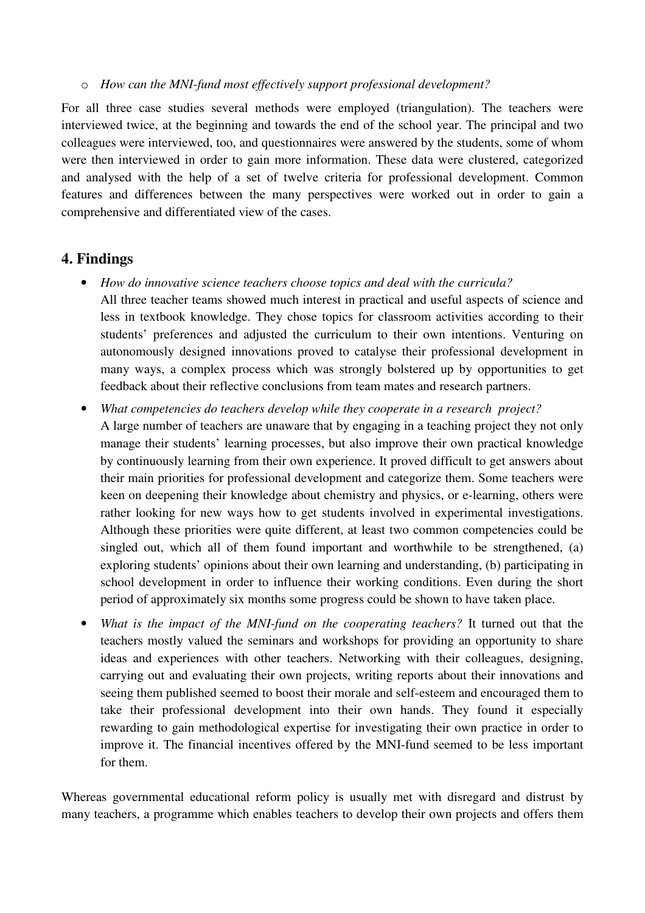- *How can the MNI-fund most effectively support professional development?*

For all three case studies several methods were employed (triangulation). The teachers were interviewed twice, at the beginning and towards the end of the school year. The principal and two colleagues were interviewed, too, and questionnaires were answered by the students, some of whom were then interviewed in order to gain more information. These data were clustered, categorized and analysed with the help of a set of twelve criteria for professional development. Common features and differences between the many perspectives were worked out in order to gain a comprehensive and differentiated view of the cases.

## 4. Findings

- *How do innovative science teachers choose topics and deal with the curricula?*
  All three teacher teams showed much interest in practical and useful aspects of science and less in textbook knowledge. They chose topics for classroom activities according to their students' preferences and adjusted the curriculum to their own intentions. Venturing on autonomously designed innovations proved to catalyse their professional development in many ways, a complex process which was strongly bolstered up by opportunities to get feedback about their reflective conclusions from team mates and research partners.
- *What competencies do teachers develop while they cooperate in a research project?*
  A large number of teachers are unaware that by engaging in a teaching project they not only manage their students' learning processes, but also improve their own practical knowledge by continuously learning from their own experience. It proved difficult to get answers about their main priorities for professional development and categorize them. Some teachers were keen on deepening their knowledge about chemistry and physics, or e-learning, others were rather looking for new ways how to get students involved in experimental investigations. Although these priorities were quite different, at least two common competencies could be singled out, which all of them found important and worthwhile to be strengthened, (a) exploring students' opinions about their own learning and understanding, (b) participating in school development in order to influence their working conditions. Even during the short period of approximately six months some progress could be shown to have taken place.
- *What is the impact of the MNI-fund on the cooperating teachers?* It turned out that the teachers mostly valued the seminars and workshops for providing an opportunity to share ideas and experiences with other teachers. Networking with their colleagues, designing, carrying out and evaluating their own projects, writing reports about their innovations and seeing them published seemed to boost their morale and self-esteem and encouraged them to take their professional development into their own hands. They found it especially rewarding to gain methodological expertise for investigating their own practice in order to improve it. The financial incentives offered by the MNI-fund seemed to be less important for them.

Whereas governmental educational reform policy is usually met with disregard and distrust by many teachers, a programme which enables teachers to develop their own projects and offers them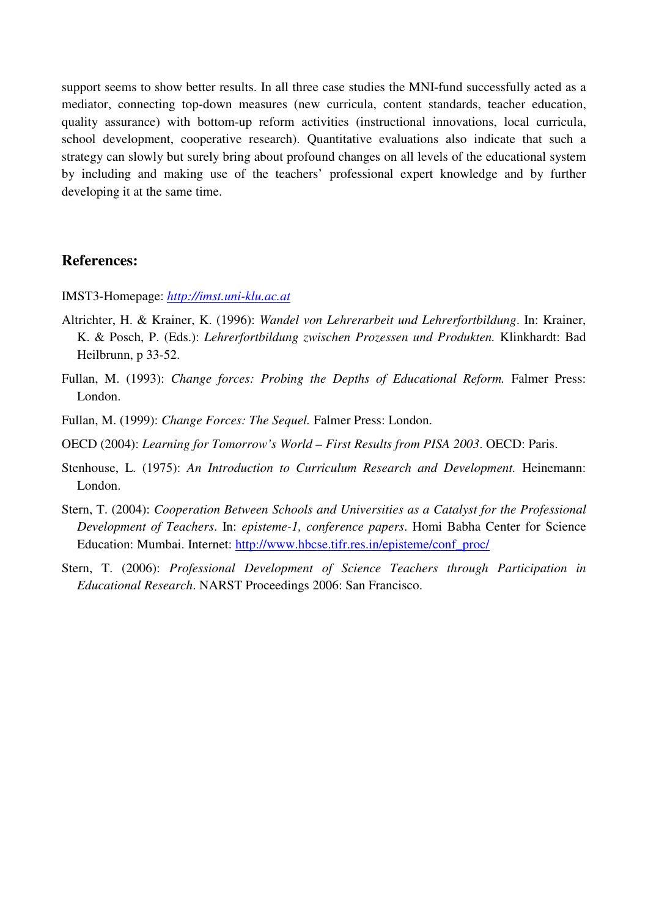support seems to show better results. In all three case studies the MNI-fund successfully acted as a mediator, connecting top-down measures (new curricula, content standards, teacher education, quality assurance) with bottom-up reform activities (instructional innovations, local curricula, school development, cooperative research). Quantitative evaluations also indicate that such a strategy can slowly but surely bring about profound changes on all levels of the educational system by including and making use of the teachers' professional expert knowledge and by further developing it at the same time.

## References:

IMST3-Homepage: *http://imst.uni-klu.ac.at*

Altrichter, H. & Krainer, K. (1996): *Wandel von Lehrerarbeit und Lehrerfortbildung*. In: Krainer, K. & Posch, P. (Eds.): *Lehrerfortbildung zwischen Prozessen und Produkten.* Klinkhardt: Bad Heilbrunn, p 33-52.

Fullan, M. (1993): *Change forces: Probing the Depths of Educational Reform.* Falmer Press: London.

Fullan, M. (1999): *Change Forces: The Sequel.* Falmer Press: London.

OECD (2004): *Learning for Tomorrow's World – First Results from PISA 2003*. OECD: Paris.

Stenhouse, L. (1975): *An Introduction to Curriculum Research and Development.* Heinemann: London.

Stern, T. (2004): *Cooperation Between Schools and Universities as a Catalyst for the Professional Development of Teachers*. In: *episteme-1, conference papers*. Homi Babha Center for Science Education: Mumbai. Internet: http://www.hbcse.tifr.res.in/episteme/conf_proc/

Stern, T. (2006): *Professional Development of Science Teachers through Participation in Educational Research*. NARST Proceedings 2006: San Francisco.